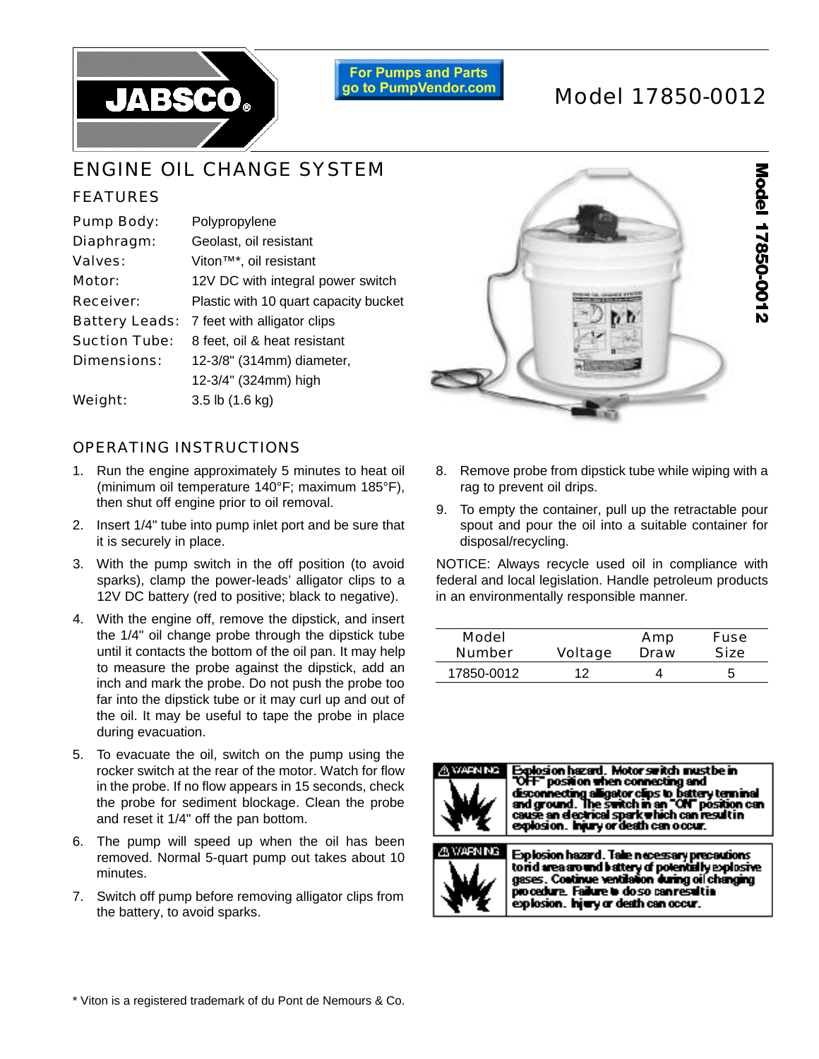JABSCO®

For Pumps and Parts go to PumpVendor.com

# Model 17850-0012

## ENGINE OIL CHANGE SYSTEM

### FEATURES

| | |
|---|---|
| Pump Body: | Polypropylene |
| Diaphragm: | Geolast, oil resistant |
| Valves: | Viton™*, oil resistant |
| Motor: | 12V DC with integral power switch |
| Receiver: | Plastic with 10 quart capacity bucket |
| Battery Leads: | 7 feet with alligator clips |
| Suction Tube: | 8 feet, oil & heat resistant |
| Dimensions: | 12-3/8" (314mm) diameter, 12-3/4" (324mm) high |
| Weight: | 3.5 lb (1.6 kg) |

### OPERATING INSTRUCTIONS

1. Run the engine approximately 5 minutes to heat oil (minimum oil temperature 140°F; maximum 185°F), then shut off engine prior to oil removal.
2. Insert 1/4" tube into pump inlet port and be sure that it is securely in place.
3. With the pump switch in the off position (to avoid sparks), clamp the power-leads' alligator clips to a 12V DC battery (red to positive; black to negative).
4. With the engine off, remove the dipstick, and insert the 1/4" oil change probe through the dipstick tube until it contacts the bottom of the oil pan. It may help to measure the probe against the dipstick, add an inch and mark the probe. Do not push the probe too far into the dipstick tube or it may curl up and out of the oil. It may be useful to tape the probe in place during evacuation.
5. To evacuate the oil, switch on the pump using the rocker switch at the rear of the motor. Watch for flow in the probe. If no flow appears in 15 seconds, check the probe for sediment blockage. Clean the probe and reset it 1/4" off the pan bottom.
6. The pump will speed up when the oil has been removed. Normal 5-quart pump out takes about 10 minutes.
7. Switch off pump before removing alligator clips from the battery, to avoid sparks.
8. Remove probe from dipstick tube while wiping with a rag to prevent oil drips.
9. To empty the container, pull up the retractable pour spout and pour the oil into a suitable container for disposal/recycling.

NOTICE: Always recycle used oil in compliance with federal and local legislation. Handle petroleum products in an environmentally responsible manner.

| Model Number | Voltage | Amp Draw | Fuse Size |
|---|---|---|---|
| 17850-0012 | 12 | 4 | 5 |

⚠ WARNING: Explosion hazard. Motor switch must be in "OFF" position when connecting and disconnecting alligator clips to battery terminal and ground. The switch in an "ON" position can cause an electrical spark which can result in explosion. Injury or death can occur.

⚠ WARNING: Explosion hazard. Take necessary precautions to rid area around battery of potentially explosive gases. Continue ventilation during oil changing procedure. Failure to do so can result in explosion. Injury or death can occur.

\* Viton is a registered trademark of du Pont de Nemours & Co.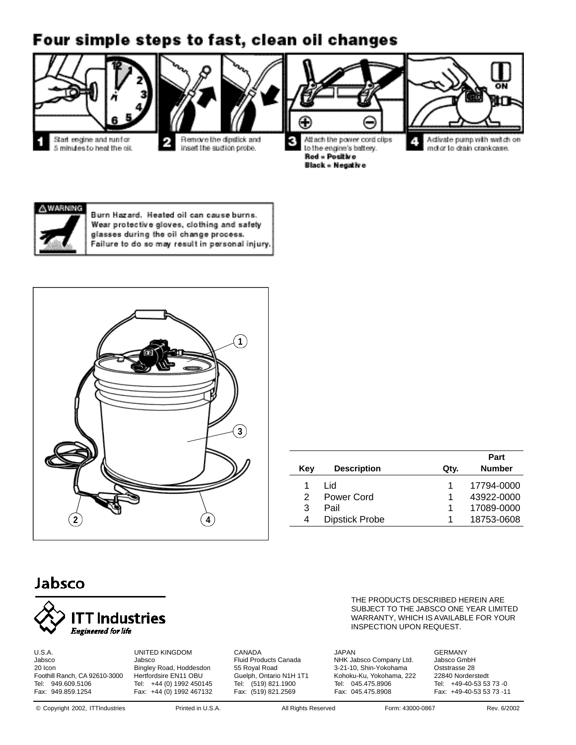# Four simple steps to fast, clean oil changes

**1** Start engine and run for 5 minutes to heat the oil.

**2** Remove the dipstick and insert the suction probe.

**3** Attach the power cord clips to the engine's battery.
**Red = Positive**
**Black = Negative**

**4** Activate pump with switch on motor to drain crankcase.

**⚠WARNING**

Burn Hazard. Heated oil can cause burns. Wear protective gloves, clothing and safety glasses during the oil change process. Failure to do so may result in personal injury.

| Key | Description | Qty. | Part Number |
|---|---|---|---|
| 1 | Lid | 1 | 17794-0000 |
| 2 | Power Cord | 1 | 43922-0000 |
| 3 | Pail | 1 | 17089-0000 |
| 4 | Dipstick Probe | 1 | 18753-0608 |

Jabsco

ITT Industries
*Engineered for life*

THE PRODUCTS DESCRIBED HEREIN ARE SUBJECT TO THE JABSCO ONE YEAR LIMITED WARRANTY, WHICH IS AVAILABLE FOR YOUR INSPECTION UPON REQUEST.

U.S.A.
Jabsco
20 Icon
Foothill Ranch, CA 92610-3000
Tel: 949.609.5106
Fax: 949.859.1254

UNITED KINGDOM
Jabsco
Bingley Road, Hoddesdon
Hertfordsire EN11 OBU
Tel: +44 (0) 1992 450145
Fax: +44 (0) 1992 467132

CANADA
Fluid Products Canada
55 Royal Road
Guelph, Ontario N1H 1T1
Tel: (519) 821.1900
Fax: (519) 821.2569

JAPAN
NHK Jabsco Company Ltd.
3-21-10, Shin-Yokohama
Kohoku-Ku, Yokohama, 222
Tel: 045.475.8906
Fax: 045.475.8908

GERMANY
Jabsco GmbH
Oststrasse 28
22840 Norderstedt
Tel: +49-40-53 53 73 -0
Fax: +49-40-53 53 73 -11

© Copyright 2002, ITTIndustries Printed in U.S.A. All Rights Reserved Form: 43000-0867 Rev. 6/2002